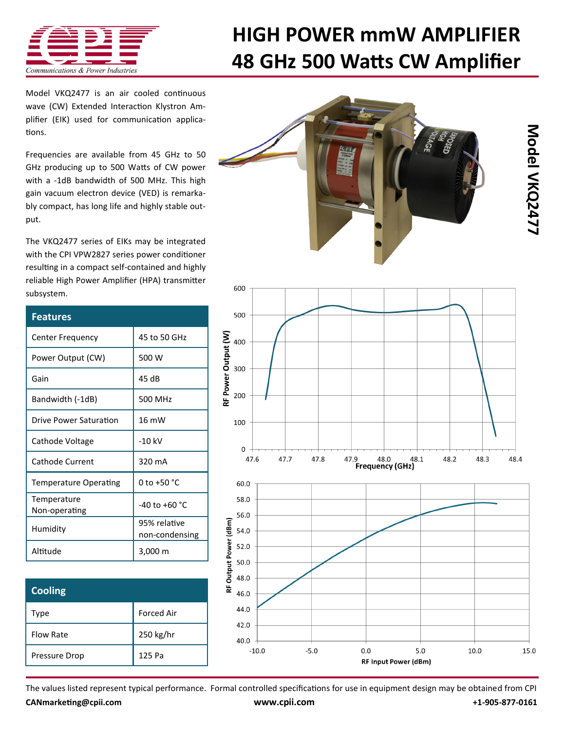# HIGH POWER mmW AMPLIFIER
# 48 GHz 500 Watts CW Amplifier

## Model VKQ2477

Model VKQ2477 is an air cooled continuous wave (CW) Extended Interaction Klystron Amplifier (EIK) used for communication applications.

Frequencies are available from 45 GHz to 50 GHz producing up to 500 Watts of CW power with a -1dB bandwidth of 500 MHz. This high gain vacuum electron device (VED) is remarkably compact, has long life and highly stable output.

The VKQ2477 series of EIKs may be integrated with the CPI VPW2827 series power conditioner resulting in a compact self-contained and highly reliable High Power Amplifier (HPA) transmitter subsystem.

| Features | |
|---|---|
| Center Frequency | 45 to 50 GHz |
| Power Output (CW) | 500 W |
| Gain | 45 dB |
| Bandwidth (-1dB) | 500 MHz |
| Drive Power Saturation | 16 mW |
| Cathode Voltage | -10 kV |
| Cathode Current | 320 mA |
| Temperature Operating | 0 to +50 °C |
| Temperature Non-operating | -40 to +60 °C |
| Humidity | 95% relative non-condensing |
| Altitude | 3,000 m |

| Cooling | |
|---|---|
| Type | Forced Air |
| Flow Rate | 250 kg/hr |
| Pressure Drop | 125 Pa |

The values listed represent typical performance. Formal controlled specifications for use in equipment design may be obtained from CPI

**CANmarketing@cpii.com** **www.cpii.com** **+1-905-877-0161**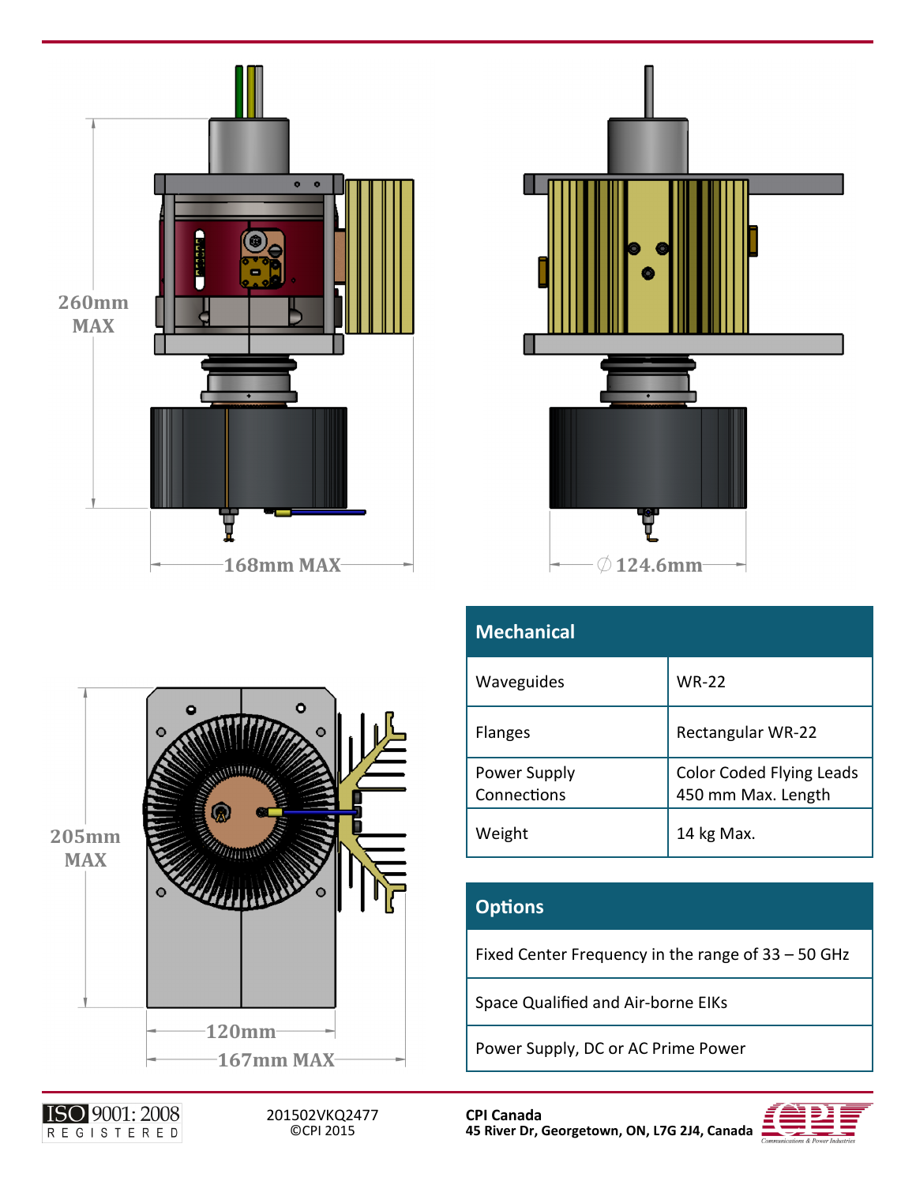260mm MAX

168mm MAX

∅ 124.6mm

205mm MAX

120mm

167mm MAX

## Mechanical

| | |
|---|---|
| Waveguides | WR-22 |
| Flanges | Rectangular WR-22 |
| Power Supply Connections | Color Coded Flying Leads 450 mm Max. Length |
| Weight | 14 kg Max. |

## Options

| |
|---|
| Fixed Center Frequency in the range of 33 – 50 GHz |
| Space Qualified and Air-borne EIKs |
| Power Supply, DC or AC Prime Power |

ISO 9001: 2008 REGISTERED

201502VKQ2477
©CPI 2015

**CPI Canada**
**45 River Dr, Georgetown, ON, L7G 2J4, Canada**